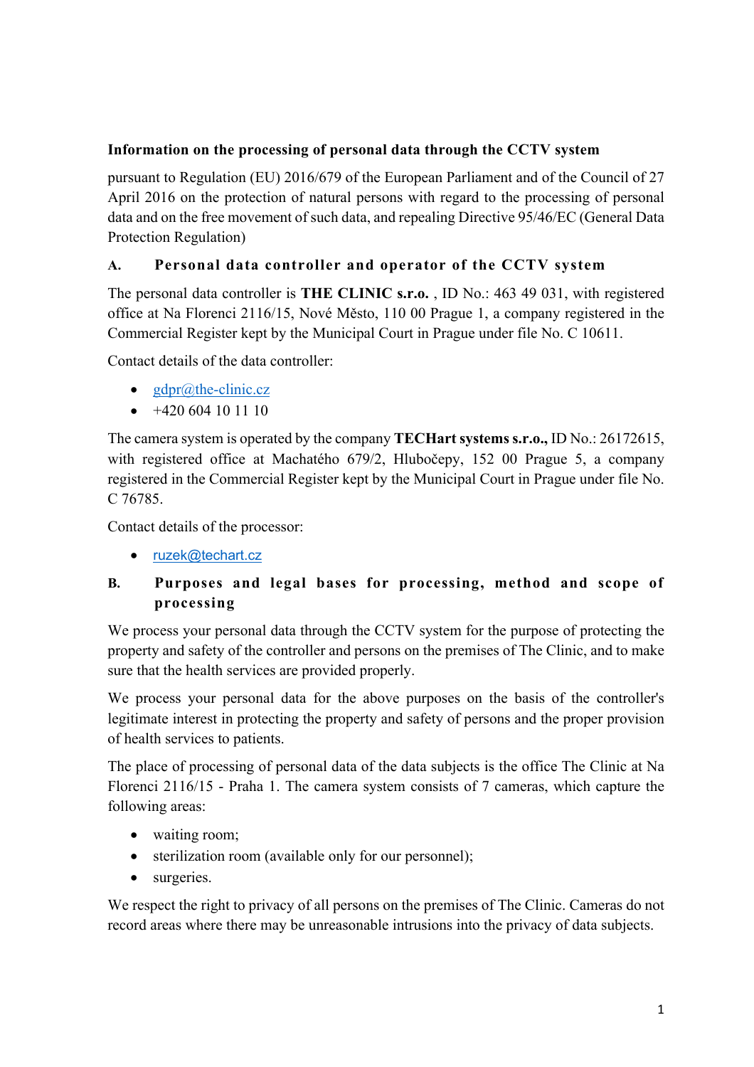**Information on the processing of personal data through the CCTV system**

pursuant to Regulation (EU) 2016/679 of the European Parliament and of the Council of 27 April 2016 on the protection of natural persons with regard to the processing of personal data and on the free movement of such data, and repealing Directive 95/46/EC (General Data Protection Regulation)

## A. Personal data controller and operator of the CCTV system

The personal data controller is **THE CLINIC s.r.o.** , ID No.: 463 49 031, with registered office at Na Florenci 2116/15, Nové Město, 110 00 Prague 1, a company registered in the Commercial Register kept by the Municipal Court in Prague under file No. C 10611.

Contact details of the data controller:

- gdpr@the-clinic.cz
- +420 604 10 11 10

The camera system is operated by the company **TECHart systems s.r.o.,** ID No.: 26172615, with registered office at Machatého 679/2, Hlubočepy, 152 00 Prague 5, a company registered in the Commercial Register kept by the Municipal Court in Prague under file No. C 76785.

Contact details of the processor:

- ruzek@techart.cz

## B. Purposes and legal bases for processing, method and scope of processing

We process your personal data through the CCTV system for the purpose of protecting the property and safety of the controller and persons on the premises of The Clinic, and to make sure that the health services are provided properly.

We process your personal data for the above purposes on the basis of the controller's legitimate interest in protecting the property and safety of persons and the proper provision of health services to patients.

The place of processing of personal data of the data subjects is the office The Clinic at Na Florenci 2116/15 - Praha 1. The camera system consists of 7 cameras, which capture the following areas:

- waiting room;
- sterilization room (available only for our personnel);
- surgeries.

We respect the right to privacy of all persons on the premises of The Clinic. Cameras do not record areas where there may be unreasonable intrusions into the privacy of data subjects.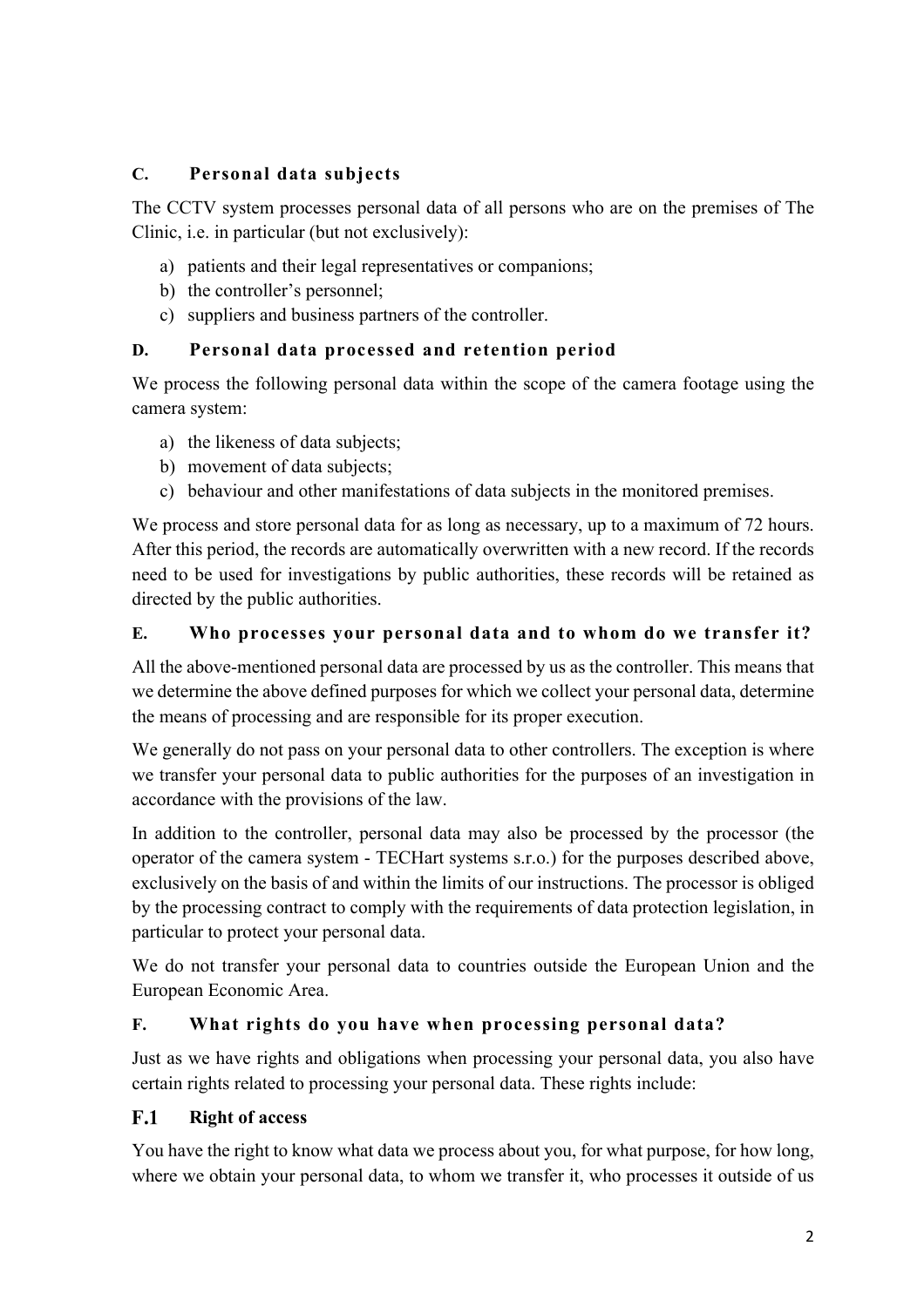## C. Personal data subjects

The CCTV system processes personal data of all persons who are on the premises of The Clinic, i.e. in particular (but not exclusively):

a) patients and their legal representatives or companions;
b) the controller's personnel;
c) suppliers and business partners of the controller.

## D. Personal data processed and retention period

We process the following personal data within the scope of the camera footage using the camera system:

a) the likeness of data subjects;
b) movement of data subjects;
c) behaviour and other manifestations of data subjects in the monitored premises.

We process and store personal data for as long as necessary, up to a maximum of 72 hours. After this period, the records are automatically overwritten with a new record. If the records need to be used for investigations by public authorities, these records will be retained as directed by the public authorities.

## E. Who processes your personal data and to whom do we transfer it?

All the above-mentioned personal data are processed by us as the controller. This means that we determine the above defined purposes for which we collect your personal data, determine the means of processing and are responsible for its proper execution.

We generally do not pass on your personal data to other controllers. The exception is where we transfer your personal data to public authorities for the purposes of an investigation in accordance with the provisions of the law.

In addition to the controller, personal data may also be processed by the processor (the operator of the camera system - TECHart systems s.r.o.) for the purposes described above, exclusively on the basis of and within the limits of our instructions. The processor is obliged by the processing contract to comply with the requirements of data protection legislation, in particular to protect your personal data.

We do not transfer your personal data to countries outside the European Union and the European Economic Area.

## F. What rights do you have when processing personal data?

Just as we have rights and obligations when processing your personal data, you also have certain rights related to processing your personal data. These rights include:

### F.1 Right of access

You have the right to know what data we process about you, for what purpose, for how long, where we obtain your personal data, to whom we transfer it, who processes it outside of us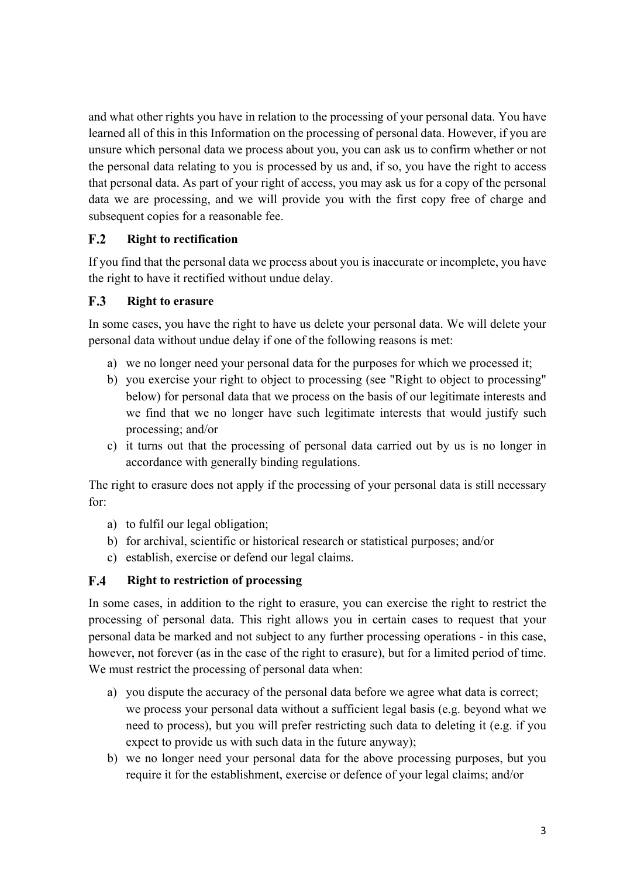and what other rights you have in relation to the processing of your personal data. You have learned all of this in this Information on the processing of personal data. However, if you are unsure which personal data we process about you, you can ask us to confirm whether or not the personal data relating to you is processed by us and, if so, you have the right to access that personal data. As part of your right of access, you may ask us for a copy of the personal data we are processing, and we will provide you with the first copy free of charge and subsequent copies for a reasonable fee.

### F.2 Right to rectification

If you find that the personal data we process about you is inaccurate or incomplete, you have the right to have it rectified without undue delay.

### F.3 Right to erasure

In some cases, you have the right to have us delete your personal data. We will delete your personal data without undue delay if one of the following reasons is met:

a) we no longer need your personal data for the purposes for which we processed it;
b) you exercise your right to object to processing (see "Right to object to processing" below) for personal data that we process on the basis of our legitimate interests and we find that we no longer have such legitimate interests that would justify such processing; and/or
c) it turns out that the processing of personal data carried out by us is no longer in accordance with generally binding regulations.

The right to erasure does not apply if the processing of your personal data is still necessary for:

a) to fulfil our legal obligation;
b) for archival, scientific or historical research or statistical purposes; and/or
c) establish, exercise or defend our legal claims.

### F.4 Right to restriction of processing

In some cases, in addition to the right to erasure, you can exercise the right to restrict the processing of personal data. This right allows you in certain cases to request that your personal data be marked and not subject to any further processing operations - in this case, however, not forever (as in the case of the right to erasure), but for a limited period of time. We must restrict the processing of personal data when:

a) you dispute the accuracy of the personal data before we agree what data is correct; we process your personal data without a sufficient legal basis (e.g. beyond what we need to process), but you will prefer restricting such data to deleting it (e.g. if you expect to provide us with such data in the future anyway);
b) we no longer need your personal data for the above processing purposes, but you require it for the establishment, exercise or defence of your legal claims; and/or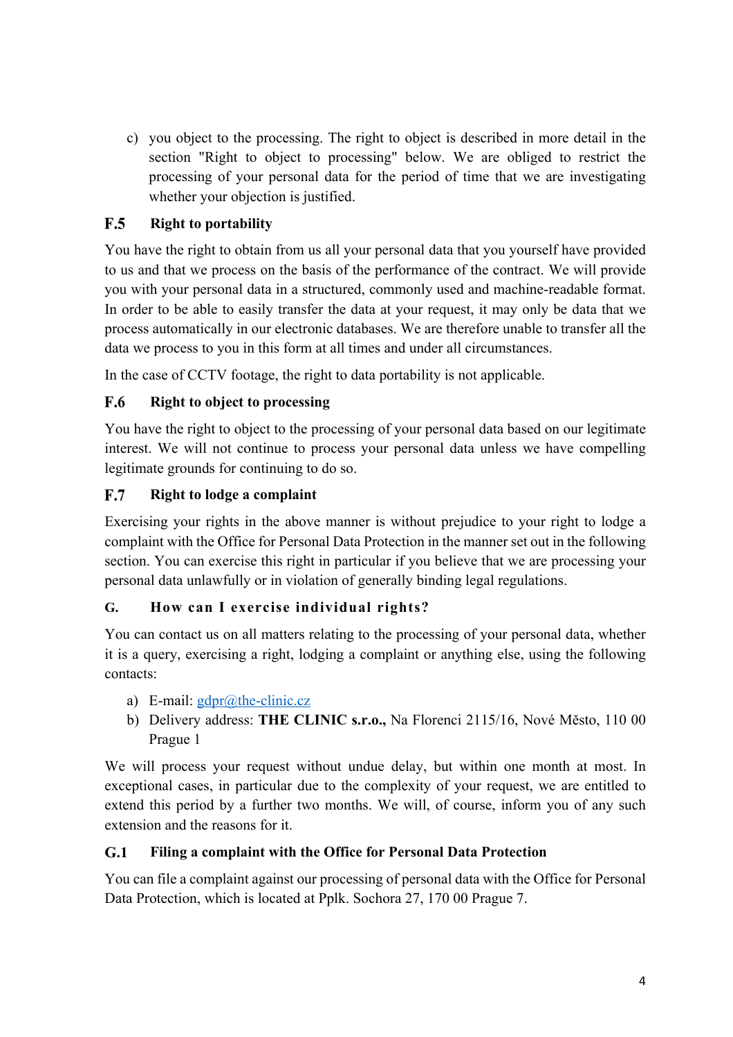c) you object to the processing. The right to object is described in more detail in the section "Right to object to processing" below. We are obliged to restrict the processing of your personal data for the period of time that we are investigating whether your objection is justified.

### F.5 Right to portability

You have the right to obtain from us all your personal data that you yourself have provided to us and that we process on the basis of the performance of the contract. We will provide you with your personal data in a structured, commonly used and machine-readable format. In order to be able to easily transfer the data at your request, it may only be data that we process automatically in our electronic databases. We are therefore unable to transfer all the data we process to you in this form at all times and under all circumstances.

In the case of CCTV footage, the right to data portability is not applicable.

### F.6 Right to object to processing

You have the right to object to the processing of your personal data based on our legitimate interest. We will not continue to process your personal data unless we have compelling legitimate grounds for continuing to do so.

### F.7 Right to lodge a complaint

Exercising your rights in the above manner is without prejudice to your right to lodge a complaint with the Office for Personal Data Protection in the manner set out in the following section. You can exercise this right in particular if you believe that we are processing your personal data unlawfully or in violation of generally binding legal regulations.

## G. How can I exercise individual rights?

You can contact us on all matters relating to the processing of your personal data, whether it is a query, exercising a right, lodging a complaint or anything else, using the following contacts:

a) E-mail: gdpr@the-clinic.cz
b) Delivery address: **THE CLINIC s.r.o.,** Na Florenci 2115/16, Nové Město, 110 00 Prague 1

We will process your request without undue delay, but within one month at most. In exceptional cases, in particular due to the complexity of your request, we are entitled to extend this period by a further two months. We will, of course, inform you of any such extension and the reasons for it.

### G.1 Filing a complaint with the Office for Personal Data Protection

You can file a complaint against our processing of personal data with the Office for Personal Data Protection, which is located at Pplk. Sochora 27, 170 00 Prague 7.